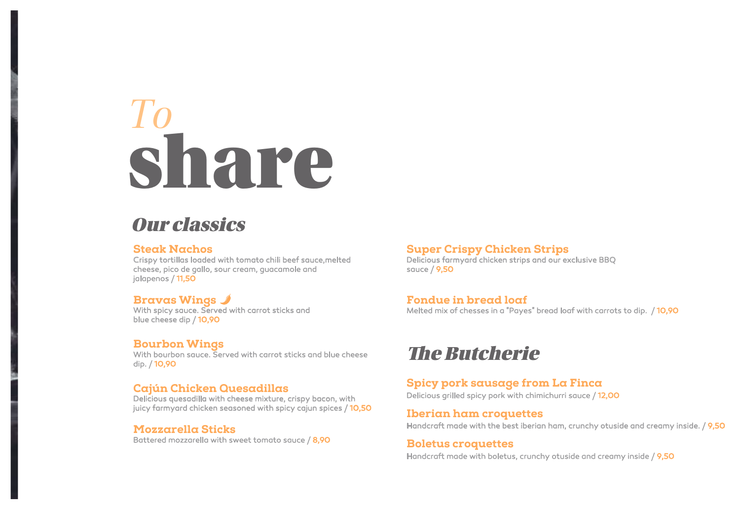# *To* share

## *Our classics*

### Steak Nachos
Crispy tortillas loaded with tomato chili beef sauce,melted cheese, pico de gallo, sour cream, guacamole and jalapenos / 11,50

### Bravas Wings 🌶
With spicy sauce. Served with carrot sticks and blue cheese dip / 10,90

### Bourbon Wings
With bourbon sauce. Served with carrot sticks and blue cheese dip. / 10,90

### Cajún Chicken Quesadillas
Delicious quesadilla with cheese mixture, crispy bacon, with juicy farmyard chicken seasoned with spicy cajun spices / 10,50

### Mozzarella Sticks
Battered mozzarella with sweet tomato sauce / 8,90

### Super Crispy Chicken Strips
Delicious farmyard chicken strips and our exclusive BBQ sauce / 9,50

### Fondue in bread loaf
Melted mix of chesses in a "Payes" bread loaf with carrots to dip. / 10,90

## *The Butcherie*

### Spicy pork sausage from La Finca
Delicious grilled spicy pork with chimichurri sauce / 12,00

### Iberian ham croquettes
Handcraft made with the best iberian ham, crunchy otuside and creamy inside. / 9,50

### Boletus croquettes
Handcraft made with boletus, crunchy otuside and creamy inside / 9,50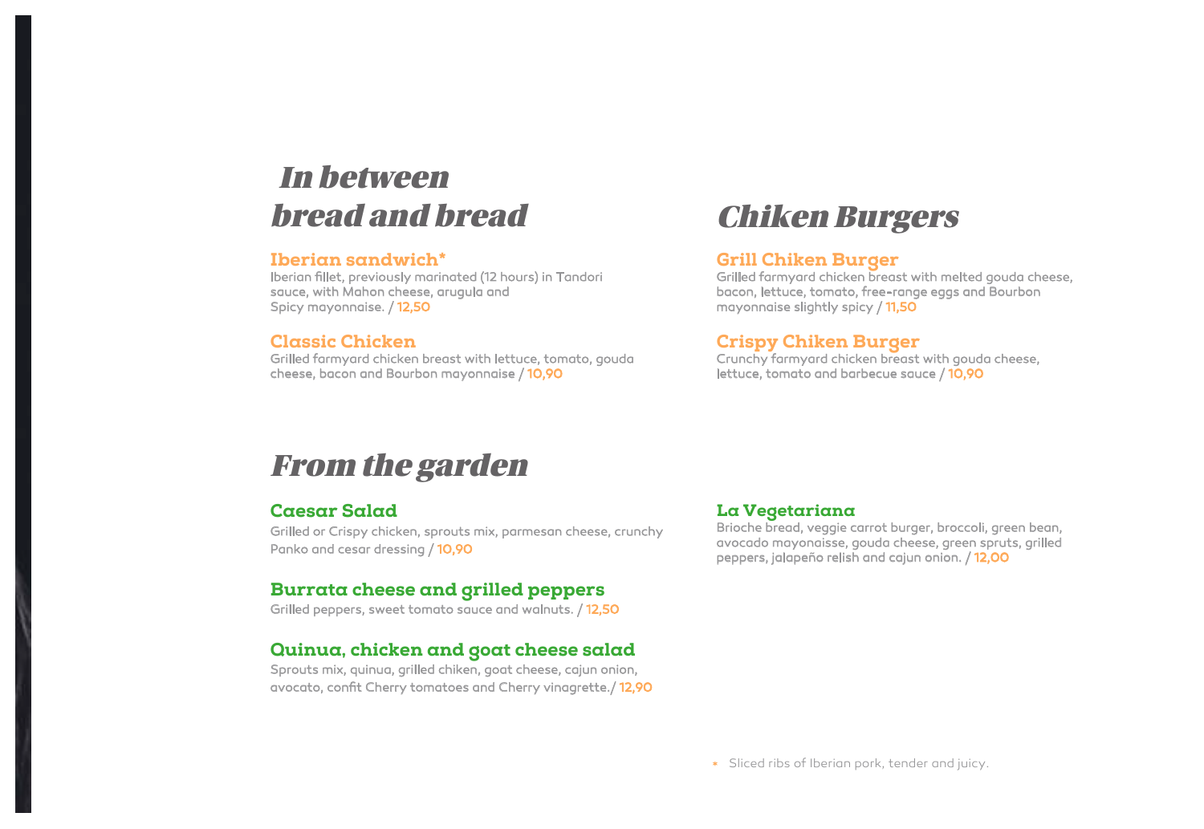# In between bread and bread

### Iberian sandwich*

Iberian fillet, previously marinated (12 hours) in Tandori sauce, with Mahon cheese, arugula and Spicy mayonnaise. / 12,50

### Classic Chicken

Grilled farmyard chicken breast with lettuce, tomato, gouda cheese, bacon and Bourbon mayonnaise / 10,90

# Chiken Burgers

### Grill Chiken Burger

Grilled farmyard chicken breast with melted gouda cheese, bacon, lettuce, tomato, free-range eggs and Bourbon mayonnaise slightly spicy / 11,50

### Crispy Chiken Burger

Crunchy farmyard chicken breast with gouda cheese, lettuce, tomato and barbecue sauce / 10,90

# From the garden

### Caesar Salad

Grilled or Crispy chicken, sprouts mix, parmesan cheese, crunchy Panko and cesar dressing / 10,90

### Burrata cheese and grilled peppers

Grilled peppers, sweet tomato sauce and walnuts. / 12,50

### Quinua, chicken and goat cheese salad

Sprouts mix, quinua, grilled chiken, goat cheese, cajun onion, avocato, confit Cherry tomatoes and Cherry vinagrette./ 12,90

### La Vegetariana

Brioche bread, veggie carrot burger, broccoli, green bean, avocado mayonaisse, gouda cheese, green spruts, grilled peppers, jalapeño relish and cajun onion. / 12,00

* Sliced ribs of Iberian pork, tender and juicy.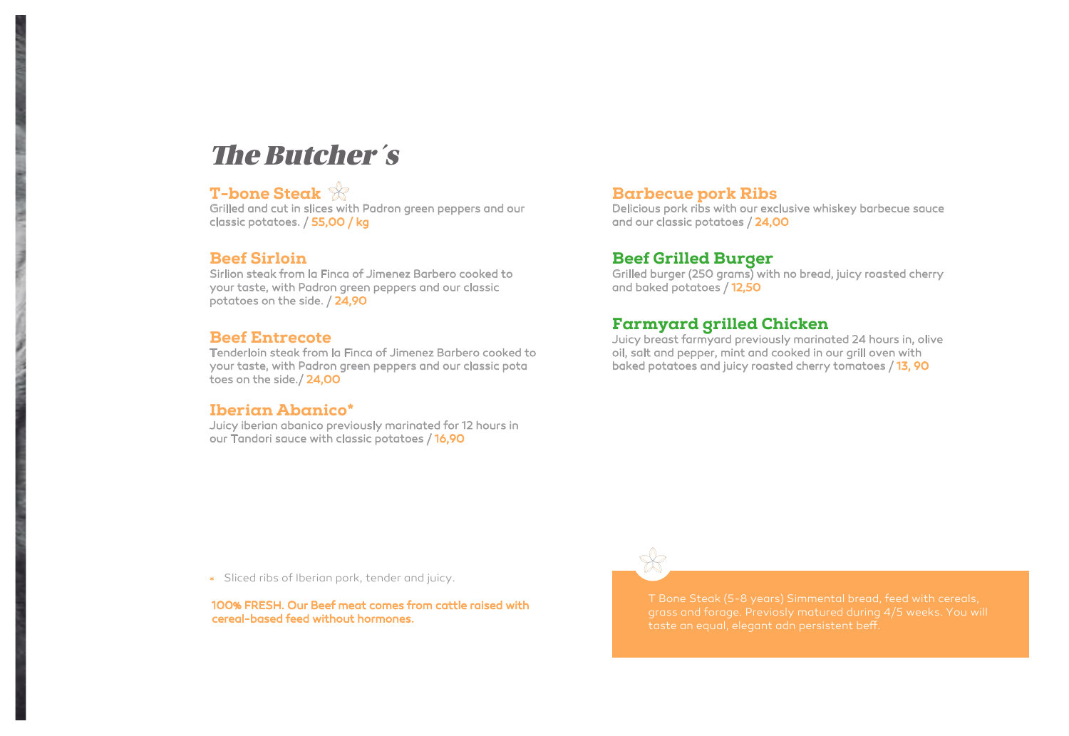# The Butcher´s

### T-bone Steak

Grilled and cut in slices with Padron green peppers and our classic potatoes. / **55,00 / kg**

### Beef Sirloin

Sirlion steak from la Finca of Jimenez Barbero cooked to your taste, with Padron green peppers and our classic potatoes on the side. / **24,90**

### Beef Entrecote

Tenderloin steak from la Finca of Jimenez Barbero cooked to your taste, with Padron green peppers and our classic pota toes on the side./ **24,00**

### Iberian Abanico*

Juicy iberian abanico previously marinated for 12 hours in our Tandori sauce with classic potatoes / **16,90**

### Barbecue pork Ribs

Delicious pork ribs with our exclusive whiskey barbecue sauce and our classic potatoes / **24,00**

### Beef Grilled Burger

Grilled burger (250 grams) with no bread, juicy roasted cherry and baked potatoes / **12,50**

### Farmyard grilled Chicken

Juicy breast farmyard previously marinated 24 hours in, olive oil, salt and pepper, mint and cooked in our grill oven with baked potatoes and juicy roasted cherry tomatoes / **13, 90**

\* Sliced ribs of Iberian pork, tender and juicy.

**100% FRESH. Our Beef meat comes from cattle raised with cereal-based feed without hormones.**

T Bone Steak (5-8 years) Simmental bread, feed with cereals, grass and forage. Previosly matured during 4/5 weeks. You will taste an equal, elegant adn persistent beff.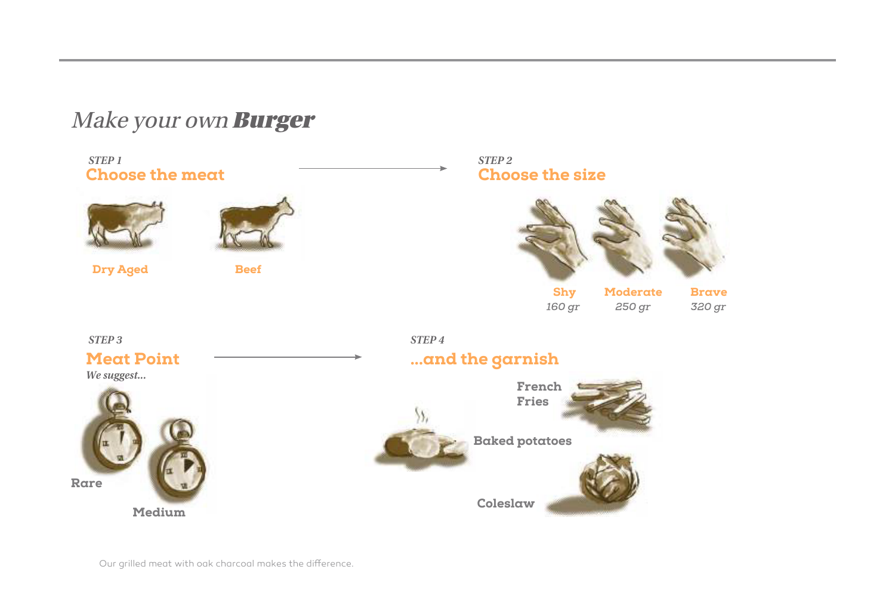# *Make your own* ***Burger***

*STEP 1*

## Choose the meat

**Dry Aged**

**Beef**

*STEP 2*

## Choose the size

**Shy**
*160 gr*

**Moderate**
*250 gr*

**Brave**
*320 gr*

*STEP 3*

## Meat Point

***We suggest...***

**Rare**

**Medium**

*STEP 4*

## ...and the garnish

**French Fries**

**Baked potatoes**

**Coleslaw**

Our grilled meat with oak charcoal makes the difference.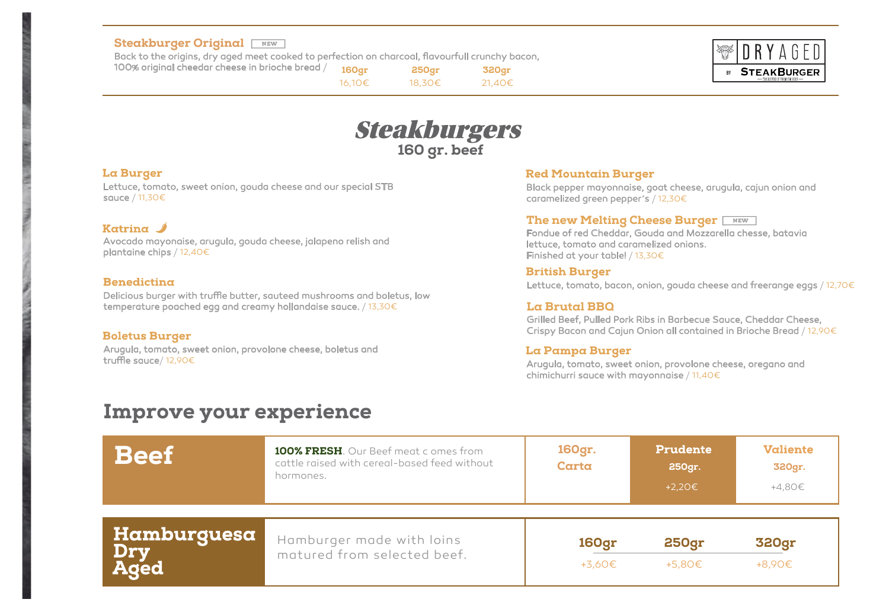### Steakburger Original NEW

Back to the origins, dry aged meat cooked to perfection on charcoal, flavourfull crunchy bacon, 100% original cheedar cheese in brioche bread /

| 160gr | 250gr | 320gr |
| --- | --- | --- |
| 16,10€ | 18,30€ | 21,40€ |

DRY AGED BY STEAKBURGER

# Steakburgers

**160 gr. beef**

### La Burger

Lettuce, tomato, sweet onion, gouda cheese and our special STB sauce / 11,30€

### Katrina

Avocado mayonaise, arugula, gouda cheese, jalapeno relish and plantaine chips / 12,40€

### Benedictina

Delicious burger with truffle butter, sauteed mushrooms and boletus, low temperature poached egg and creamy hollandaise sauce. / 13,30€

### Boletus Burger

Arugula, tomato, sweet onion, provolone cheese, boletus and truffle sauce/ 12,90€

### Red Mountain Burger

Black pepper mayonnaise, goat cheese, arugula, cajun onion and caramelized green pepper´s / 12,30€

### The new Melting Cheese Burger NEW

Fondue of red Cheddar, Gouda and Mozzarella chesse, batavia lettuce, tomato and caramelized onions.
Finished at your table! / 13,30€

### British Burger

Lettuce, tomato, bacon, onion, gouda cheese and freerange eggs / 12,70€

### La Brutal BBQ

Grilled Beef, Pulled Pork Ribs in Barbecue Sauce, Cheddar Cheese, Crispy Bacon and Cajun Onion all contained in Brioche Bread / 12,90€

### La Pampa Burger

Arugula, tomato, sweet onion, provolone cheese, oregano and chimichurri sauce with mayonnaise / 11,40€

## Improve your experience

| Beef | **100% FRESH**. Our Beef meat c omes from cattle raised with cereal-based feed without hormones. | 160gr. Carta | Prudente 250gr. +2,20€ | Valiente 320gr. +4,80€ |
| --- | --- | --- | --- | --- |

| Hamburguesa Dry Aged | Hamburger made with loins matured from selected beef. | 160gr +3,60€ | 250gr +5,80€ | 320gr +8,90€ |
| --- | --- | --- | --- | --- |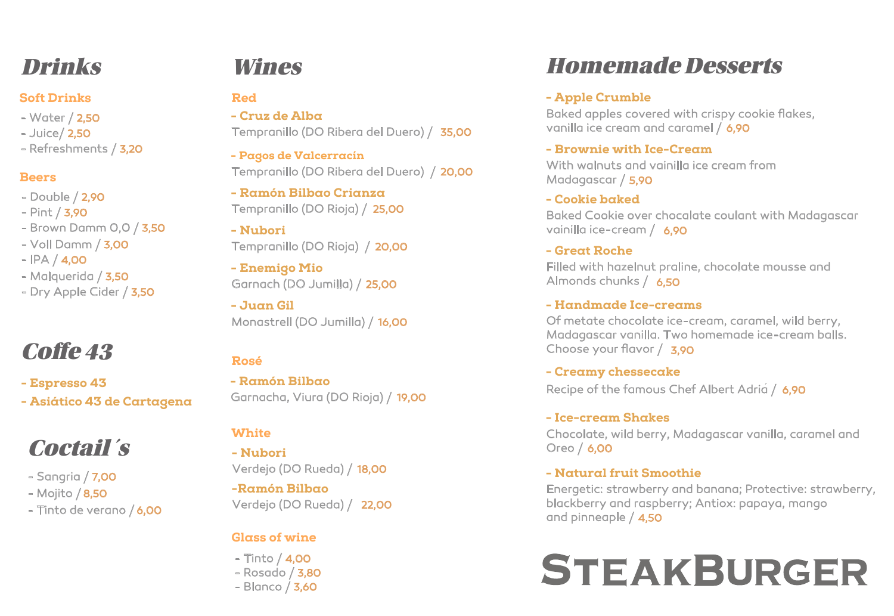# Drinks

### Soft Drinks

- Water / 2,50
- Juice/ 2,50
- Refreshments / 3,20

### Beers

- Double / 2,90
- Pint / 3,90
- Brown Damm 0,0 / 3,50
- Voll Damm / 3,00
- IPA / 4,00
- Malquerida / 3,50
- Dry Apple Cider / 3,50

# Coffe 43

- **Espresso 43**
- **Asiático 43 de Cartagena**

# Coctail´s

- Sangria / 7,00
- Mojito / 8,50
- Tinto de verano / 6,00

# Wines

### Red

**- Cruz de Alba**
Tempranillo (DO Ribera del Duero) / 35,00

**- Pagos de Valcerracin**
Tempranillo (DO Ribera del Duero) / 20,00

**- Ramón Bilbao Crianza**
Tempranillo (DO Rioja) / 25,00

**- Nubori**
Tempranillo (DO Rioja) / 20,00

**- Enemigo Mio**
Garnach (DO Jumilla) / 25,00

**- Juan Gil**
Monastrell (DO Jumilla) / 16,00

### Rosé

**- Ramón Bilbao**
Garnacha, Viura (DO Rioja) / 19,00

### White

**- Nubori**
Verdejo (DO Rueda) / 18,00

**-Ramón Bilbao**
Verdejo (DO Rueda) / 22,00

### Glass of wine

- Tinto / 4,00
- Rosado / 3,80
- Blanco / 3,60

# Homemade Desserts

**- Apple Crumble**
Baked apples covered with crispy cookie flakes, vanilla ice cream and caramel / 6,90

**- Brownie with Ice-Cream**
With walnuts and vainilla ice cream from Madagascar / 5,90

**- Cookie baked**
Baked Cookie over chocalate coulant with Madagascar vainilla ice-cream / 6,90

**- Great Roche**
Filled with hazelnut praline, chocolate mousse and Almonds chunks / 6,50

**- Handmade Ice-creams**
Of metate chocolate ice-cream, caramel, wild berry, Madagascar vanilla. Two homemade ice-cream balls. Choose your flavor / 3,90

**- Creamy chessecake**
Recipe of the famous Chef Albert Adriá / 6,90

**- Ice-cream Shakes**
Chocolate, wild berry, Madagascar vanilla, caramel and Oreo / 6,00

**- Natural fruit Smoothie**
Energetic: strawberry and banana; Protective: strawberry, blackberry and raspberry; Antiox: papaya, mango and pinneaple / 4,50

**STEAKBURGER**